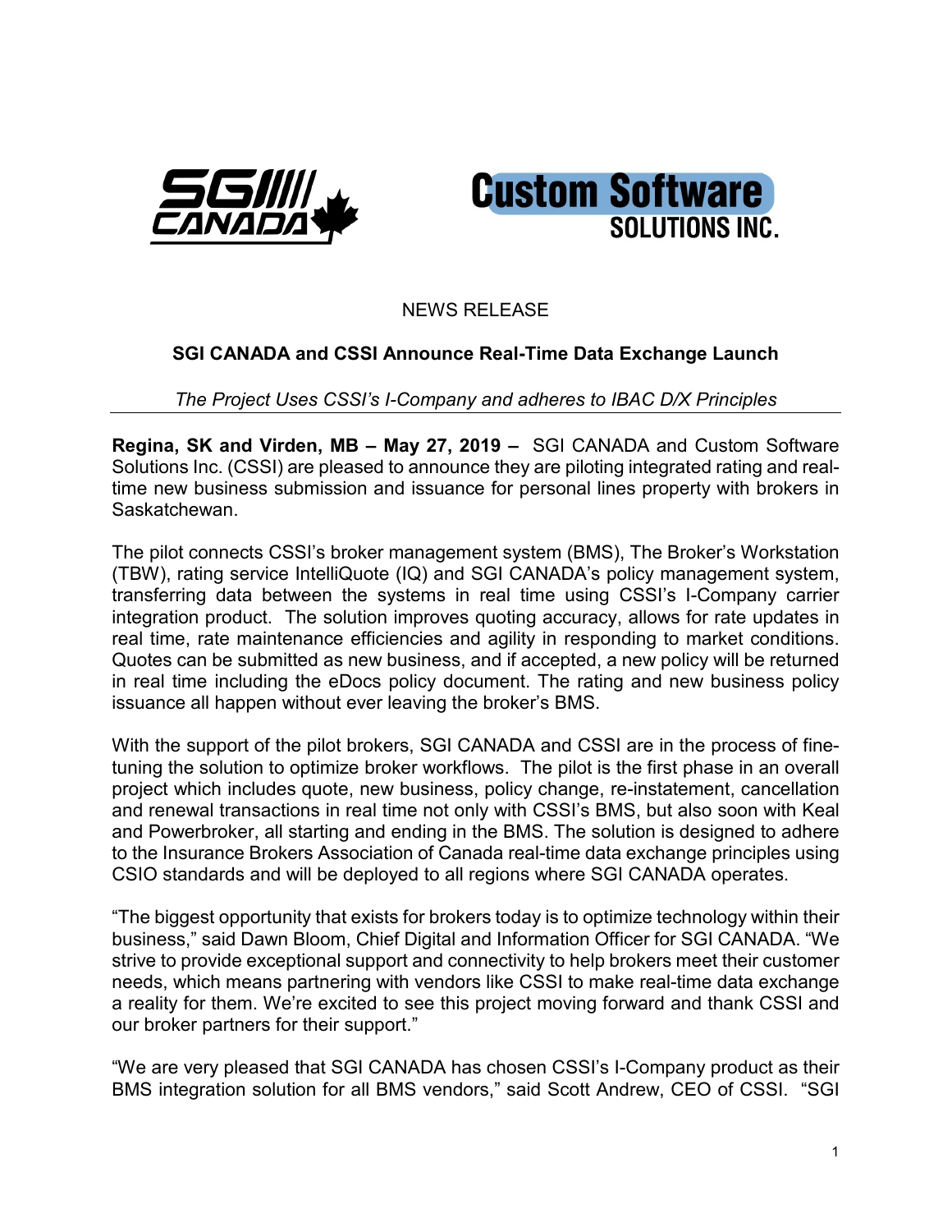NEWS RELEASE

## SGI CANADA and CSSI Announce Real-Time Data Exchange Launch

*The Project Uses CSSI's I-Company and adheres to IBAC D/X Principles*

---

**Regina, SK and Virden, MB – May 27, 2019 –** SGI CANADA and Custom Software Solutions Inc. (CSSI) are pleased to announce they are piloting integrated rating and real-time new business submission and issuance for personal lines property with brokers in Saskatchewan.

The pilot connects CSSI's broker management system (BMS), The Broker's Workstation (TBW), rating service IntelliQuote (IQ) and SGI CANADA's policy management system, transferring data between the systems in real time using CSSI's I-Company carrier integration product. The solution improves quoting accuracy, allows for rate updates in real time, rate maintenance efficiencies and agility in responding to market conditions. Quotes can be submitted as new business, and if accepted, a new policy will be returned in real time including the eDocs policy document. The rating and new business policy issuance all happen without ever leaving the broker's BMS.

With the support of the pilot brokers, SGI CANADA and CSSI are in the process of fine-tuning the solution to optimize broker workflows. The pilot is the first phase in an overall project which includes quote, new business, policy change, re-instatement, cancellation and renewal transactions in real time not only with CSSI's BMS, but also soon with Keal and Powerbroker, all starting and ending in the BMS. The solution is designed to adhere to the Insurance Brokers Association of Canada real-time data exchange principles using CSIO standards and will be deployed to all regions where SGI CANADA operates.

"The biggest opportunity that exists for brokers today is to optimize technology within their business," said Dawn Bloom, Chief Digital and Information Officer for SGI CANADA. "We strive to provide exceptional support and connectivity to help brokers meet their customer needs, which means partnering with vendors like CSSI to make real-time data exchange a reality for them. We're excited to see this project moving forward and thank CSSI and our broker partners for their support."

"We are very pleased that SGI CANADA has chosen CSSI's I-Company product as their BMS integration solution for all BMS vendors," said Scott Andrew, CEO of CSSI. "SGI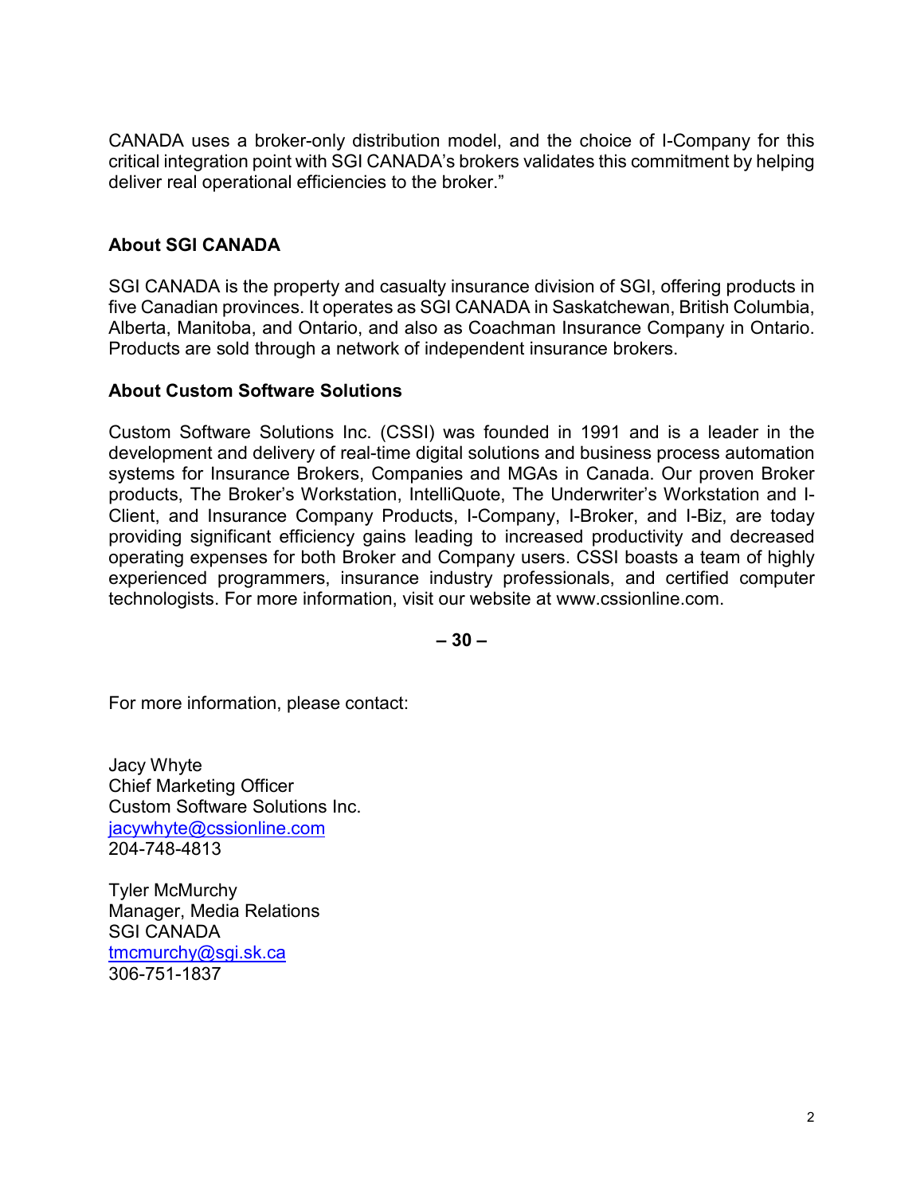CANADA uses a broker-only distribution model, and the choice of I-Company for this critical integration point with SGI CANADA's brokers validates this commitment by helping deliver real operational efficiencies to the broker."

**About SGI CANADA**

SGI CANADA is the property and casualty insurance division of SGI, offering products in five Canadian provinces. It operates as SGI CANADA in Saskatchewan, British Columbia, Alberta, Manitoba, and Ontario, and also as Coachman Insurance Company in Ontario. Products are sold through a network of independent insurance brokers.

**About Custom Software Solutions**

Custom Software Solutions Inc. (CSSI) was founded in 1991 and is a leader in the development and delivery of real-time digital solutions and business process automation systems for Insurance Brokers, Companies and MGAs in Canada. Our proven Broker products, The Broker's Workstation, IntelliQuote, The Underwriter's Workstation and I-Client, and Insurance Company Products, I-Company, I-Broker, and I-Biz, are today providing significant efficiency gains leading to increased productivity and decreased operating expenses for both Broker and Company users. CSSI boasts a team of highly experienced programmers, insurance industry professionals, and certified computer technologists. For more information, visit our website at www.cssionline.com.

**– 30 –**

For more information, please contact:

Jacy Whyte
Chief Marketing Officer
Custom Software Solutions Inc.
jacywhyte@cssionline.com
204-748-4813

Tyler McMurchy
Manager, Media Relations
SGI CANADA
tmcmurchy@sgi.sk.ca
306-751-1837